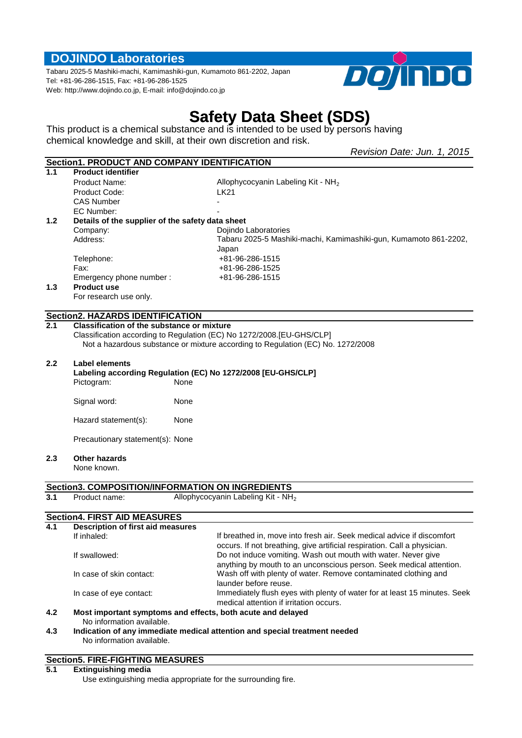## DOJINDO Laboratories

Tabaru 2025-5 Mashiki-machi, Kamimashiki-gun, Kumamoto 861-2202, Japan
Tel: +81-96-286-1515, Fax: +81-96-286-1525
Web: http://www.dojindo.co.jp, E-mail: info@dojindo.co.jp

# Safety Data Sheet (SDS)

This product is a chemical substance and is intended to be used by persons having chemical knowledge and skill, at their own discretion and risk.

*Revision Date: Jun. 1, 2015*

## Section1. PRODUCT AND COMPANY IDENTIFICATION

**1.1 Product identifier**

| | |
|---|---|
| Product Name: | Allophycocyanin Labeling Kit - $NH_2$ |
| Product Code: | LK21 |
| CAS Number | - |
| EC Number: | - |

**1.2 Details of the supplier of the safety data sheet**

| | |
|---|---|
| Company: | Dojindo Laboratories |
| Address: | Tabaru 2025-5 Mashiki-machi, Kamimashiki-gun, Kumamoto 861-2202, Japan |
| Telephone: | +81-96-286-1515 |
| Fax: | +81-96-286-1525 |
| Emergency phone number : | +81-96-286-1515 |

**1.3 Product use**

For research use only.

## Section2. HAZARDS IDENTIFICATION

**2.1 Classification of the substance or mixture**

Classification according to Regulation (EC) No 1272/2008.[EU-GHS/CLP]

Not a hazardous substance or mixture according to Regulation (EC) No. 1272/2008

**2.2 Label elements**

**Labeling according Regulation (EC) No 1272/2008 [EU-GHS/CLP]**

Pictogram: None

Signal word: None

Hazard statement(s): None

Precautionary statement(s): None

**2.3 Other hazards**

None known.

## Section3. COMPOSITION/INFORMATION ON INGREDIENTS

**3.1** Product name: Allophycocyanin Labeling Kit - $NH_2$

## Section4. FIRST AID MEASURES

**4.1 Description of first aid measures**

| | |
|---|---|
| If inhaled: | If breathed in, move into fresh air. Seek medical advice if discomfort occurs. If not breathing, give artificial respiration. Call a physician. |
| If swallowed: | Do not induce vomiting. Wash out mouth with water. Never give anything by mouth to an unconscious person. Seek medical attention. |
| In case of skin contact: | Wash off with plenty of water. Remove contaminated clothing and launder before reuse. |
| In case of eye contact: | Immediately flush eyes with plenty of water for at least 15 minutes. Seek medical attention if irritation occurs. |

**4.2 Most important symptoms and effects, both acute and delayed**

No information available.

**4.3 Indication of any immediate medical attention and special treatment needed**

No information available.

## Section5. FIRE-FIGHTING MEASURES

**5.1 Extinguishing media**

Use extinguishing media appropriate for the surrounding fire.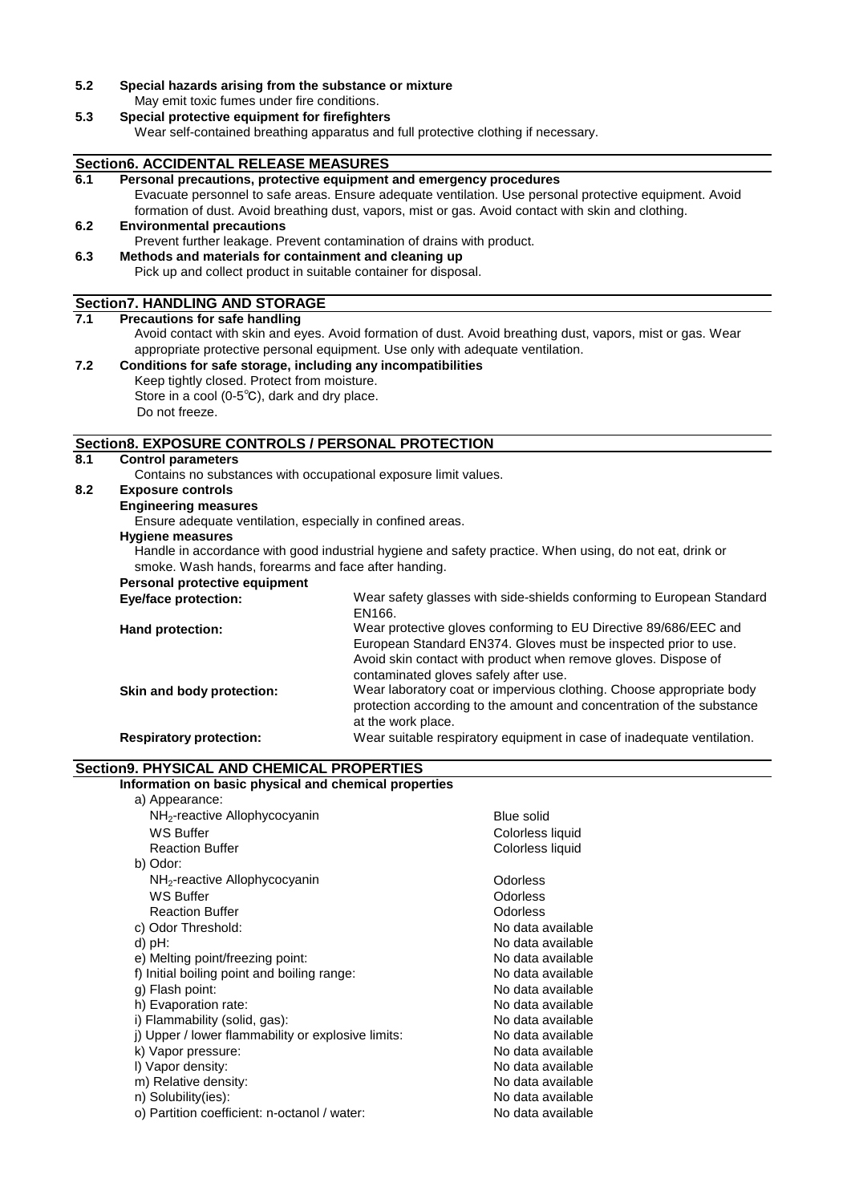**5.2 Special hazards arising from the substance or mixture**

May emit toxic fumes under fire conditions.

**5.3 Special protective equipment for firefighters**

Wear self-contained breathing apparatus and full protective clothing if necessary.

## Section6. ACCIDENTAL RELEASE MEASURES

**6.1 Personal precautions, protective equipment and emergency procedures**

Evacuate personnel to safe areas. Ensure adequate ventilation. Use personal protective equipment. Avoid formation of dust. Avoid breathing dust, vapors, mist or gas. Avoid contact with skin and clothing.

**6.2 Environmental precautions**

Prevent further leakage. Prevent contamination of drains with product.

**6.3 Methods and materials for containment and cleaning up**

Pick up and collect product in suitable container for disposal.

## Section7. HANDLING AND STORAGE

**7.1 Precautions for safe handling**

Avoid contact with skin and eyes. Avoid formation of dust. Avoid breathing dust, vapors, mist or gas. Wear appropriate protective personal equipment. Use only with adequate ventilation.

**7.2 Conditions for safe storage, including any incompatibilities**

Keep tightly closed. Protect from moisture.
Store in a cool (0-5℃), dark and dry place.
Do not freeze.

## Section8. EXPOSURE CONTROLS / PERSONAL PROTECTION

**8.1 Control parameters**

Contains no substances with occupational exposure limit values.

**8.2 Exposure controls**

**Engineering measures**

Ensure adequate ventilation, especially in confined areas.

**Hygiene measures**

Handle in accordance with good industrial hygiene and safety practice. When using, do not eat, drink or smoke. Wash hands, forearms and face after handing.

**Personal protective equipment**

| | |
|---|---|
| **Eye/face protection:** | Wear safety glasses with side-shields conforming to European Standard EN166. |
| **Hand protection:** | Wear protective gloves conforming to EU Directive 89/686/EEC and European Standard EN374. Gloves must be inspected prior to use. Avoid skin contact with product when remove gloves. Dispose of contaminated gloves safely after use. |
| **Skin and body protection:** | Wear laboratory coat or impervious clothing. Choose appropriate body protection according to the amount and concentration of the substance at the work place. |
| **Respiratory protection:** | Wear suitable respiratory equipment in case of inadequate ventilation. |

## Section9. PHYSICAL AND CHEMICAL PROPERTIES

**Information on basic physical and chemical properties**

| | |
|---|---|
| a) Appearance: | |
| $NH_2$-reactive Allophycocyanin | Blue solid |
| WS Buffer | Colorless liquid |
| Reaction Buffer | Colorless liquid |
| b) Odor: | |
| $NH_2$-reactive Allophycocyanin | Odorless |
| WS Buffer | Odorless |
| Reaction Buffer | Odorless |
| c) Odor Threshold: | No data available |
| d) pH: | No data available |
| e) Melting point/freezing point: | No data available |
| f) Initial boiling point and boiling range: | No data available |
| g) Flash point: | No data available |
| h) Evaporation rate: | No data available |
| i) Flammability (solid, gas): | No data available |
| j) Upper / lower flammability or explosive limits: | No data available |
| k) Vapor pressure: | No data available |
| l) Vapor density: | No data available |
| m) Relative density: | No data available |
| n) Solubility(ies): | No data available |
| o) Partition coefficient: n-octanol / water: | No data available |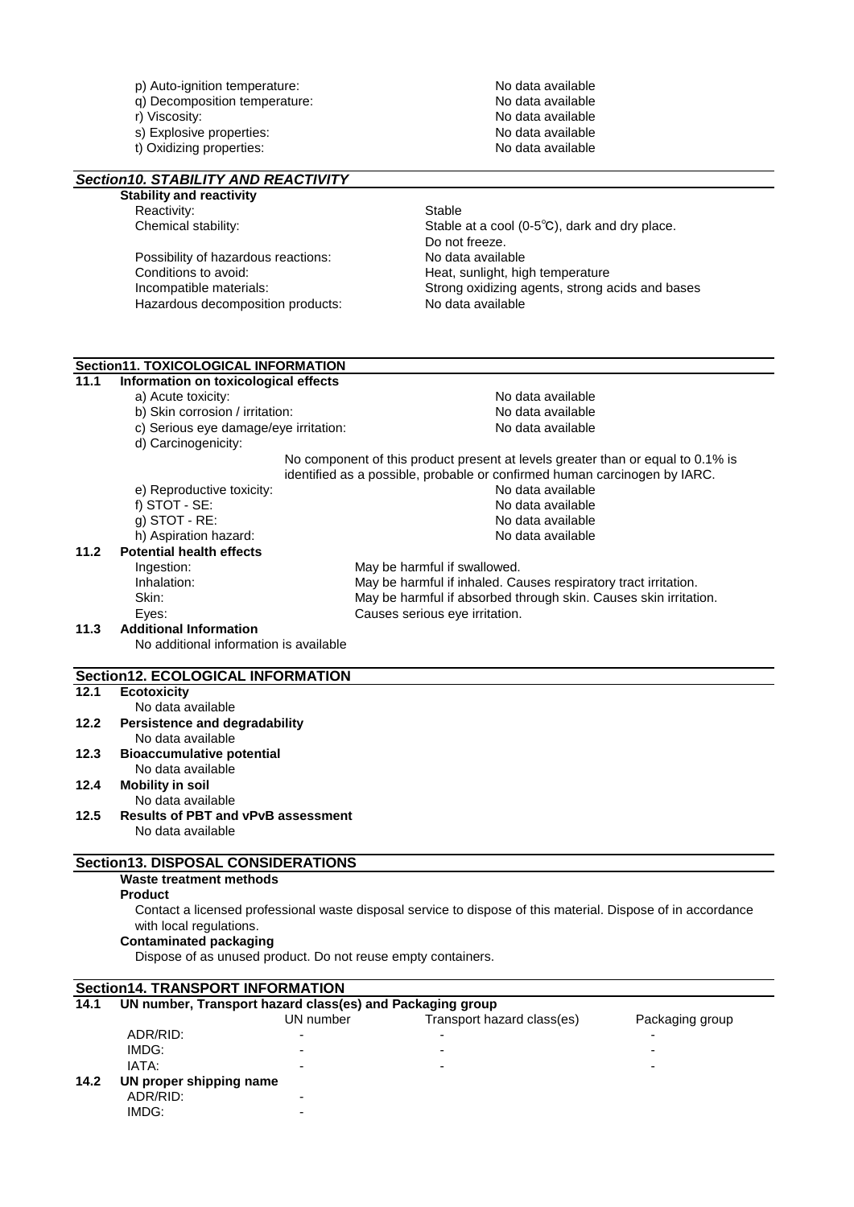p) Auto-ignition temperature: No data available
q) Decomposition temperature: No data available
r) Viscosity: No data available
s) Explosive properties: No data available
t) Oxidizing properties: No data available

## *Section10. STABILITY AND REACTIVITY*

**Stability and reactivity**

| | |
|---|---|
| Reactivity: | Stable |
| Chemical stability: | Stable at a cool (0-5℃), dark and dry place. Do not freeze. |
| Possibility of hazardous reactions: | No data available |
| Conditions to avoid: | Heat, sunlight, high temperature |
| Incompatible materials: | Strong oxidizing agents, strong acids and bases |
| Hazardous decomposition products: | No data available |

## Section11. TOXICOLOGICAL INFORMATION

**11.1 Information on toxicological effects**

| | |
|---|---|
| a) Acute toxicity: | No data available |
| b) Skin corrosion / irritation: | No data available |
| c) Serious eye damage/eye irritation: | No data available |
| d) Carcinogenicity: | No component of this product present at levels greater than or equal to 0.1% is identified as a possible, probable or confirmed human carcinogen by IARC. |
| e) Reproductive toxicity: | No data available |
| f) STOT - SE: | No data available |
| g) STOT - RE: | No data available |
| h) Aspiration hazard: | No data available |

**11.2 Potential health effects**

| | |
|---|---|
| Ingestion: | May be harmful if swallowed. |
| Inhalation: | May be harmful if inhaled. Causes respiratory tract irritation. |
| Skin: | May be harmful if absorbed through skin. Causes skin irritation. |
| Eyes: | Causes serious eye irritation. |

**11.3 Additional Information**

No additional information is available

## Section12. ECOLOGICAL INFORMATION

**12.1 Ecotoxicity**

No data available

**12.2 Persistence and degradability**

No data available

**12.3 Bioaccumulative potential**

No data available

**12.4 Mobility in soil**

No data available

**12.5 Results of PBT and vPvB assessment**

No data available

## Section13. DISPOSAL CONSIDERATIONS

**Waste treatment methods**

**Product**

Contact a licensed professional waste disposal service to dispose of this material. Dispose of in accordance with local regulations.

**Contaminated packaging**

Dispose of as unused product. Do not reuse empty containers.

## Section14. TRANSPORT INFORMATION

**14.1 UN number, Transport hazard class(es) and Packaging group**

| | UN number | Transport hazard class(es) | Packaging group |
|---|---|---|---|
| ADR/RID: | - | - | - |
| IMDG: | - | - | - |
| IATA: | - | - | - |

**14.2 UN proper shipping name**

| | |
|---|---|
| ADR/RID: | - |
| IMDG: | - |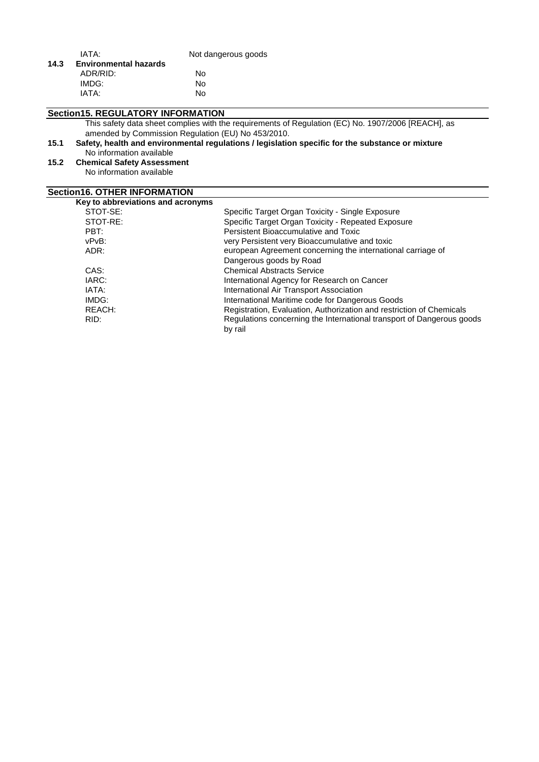| | |
|---|---|
| IATA: | Not dangerous goods |

**14.3 Environmental hazards**

| | |
|---|---|
| ADR/RID: | No |
| IMDG: | No |
| IATA: | No |

## Section15. REGULATORY INFORMATION

This safety data sheet complies with the requirements of Regulation (EC) No. 1907/2006 [REACH], as amended by Commission Regulation (EU) No 453/2010.

**15.1 Safety, health and environmental regulations / legislation specific for the substance or mixture**

No information available

**15.2 Chemical Safety Assessment**

No information available

## Section16. OTHER INFORMATION

**Key to abbreviations and acronyms**

| | |
|---|---|
| STOT-SE: | Specific Target Organ Toxicity - Single Exposure |
| STOT-RE: | Specific Target Organ Toxicity - Repeated Exposure |
| PBT: | Persistent Bioaccumulative and Toxic |
| vPvB: | very Persistent very Bioaccumulative and toxic |
| ADR: | european Agreement concerning the international carriage of Dangerous goods by Road |
| CAS: | Chemical Abstracts Service |
| IARC: | International Agency for Research on Cancer |
| IATA: | International Air Transport Association |
| IMDG: | International Maritime code for Dangerous Goods |
| REACH: | Registration, Evaluation, Authorization and restriction of Chemicals |
| RID: | Regulations concerning the International transport of Dangerous goods by rail |